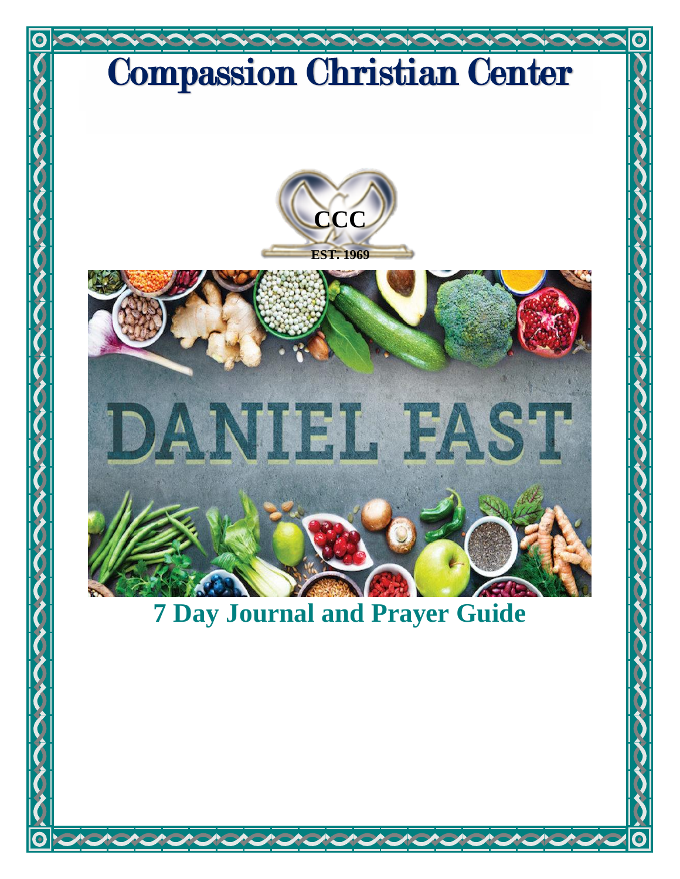# Compassion Christian Center

CCC

EST. 1969

DANIEL FAST

## 7 Day Journal and Prayer Guide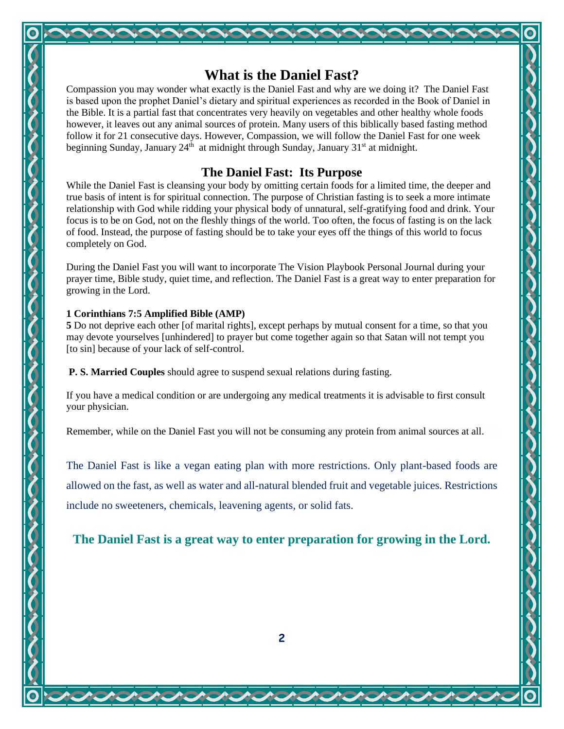# What is the Daniel Fast?

Compassion you may wonder what exactly is the Daniel Fast and why are we doing it? The Daniel Fast is based upon the prophet Daniel's dietary and spiritual experiences as recorded in the Book of Daniel in the Bible. It is a partial fast that concentrates very heavily on vegetables and other healthy whole foods however, it leaves out any animal sources of protein. Many users of this biblically based fasting method follow it for 21 consecutive days. However, Compassion, we will follow the Daniel Fast for one week beginning Sunday, January 24th at midnight through Sunday, January 31st at midnight.

## The Daniel Fast: Its Purpose

While the Daniel Fast is cleansing your body by omitting certain foods for a limited time, the deeper and true basis of intent is for spiritual connection. The purpose of Christian fasting is to seek a more intimate relationship with God while ridding your physical body of unnatural, self-gratifying food and drink. Your focus is to be on God, not on the fleshly things of the world. Too often, the focus of fasting is on the lack of food. Instead, the purpose of fasting should be to take your eyes off the things of this world to focus completely on God.

During the Daniel Fast you will want to incorporate The Vision Playbook Personal Journal during your prayer time, Bible study, quiet time, and reflection. The Daniel Fast is a great way to enter preparation for growing in the Lord.

**1 Corinthians 7:5 Amplified Bible (AMP)**
**5** Do not deprive each other [of marital rights], except perhaps by mutual consent for a time, so that you may devote yourselves [unhindered] to prayer but come together again so that Satan will not tempt you [to sin] because of your lack of self-control.

**P. S. Married Couples** should agree to suspend sexual relations during fasting.

If you have a medical condition or are undergoing any medical treatments it is advisable to first consult your physician.

Remember, while on the Daniel Fast you will not be consuming any protein from animal sources at all.

The Daniel Fast is like a vegan eating plan with more restrictions. Only plant-based foods are allowed on the fast, as well as water and all-natural blended fruit and vegetable juices. Restrictions include no sweeteners, chemicals, leavening agents, or solid fats.

**The Daniel Fast is a great way to enter preparation for growing in the Lord.**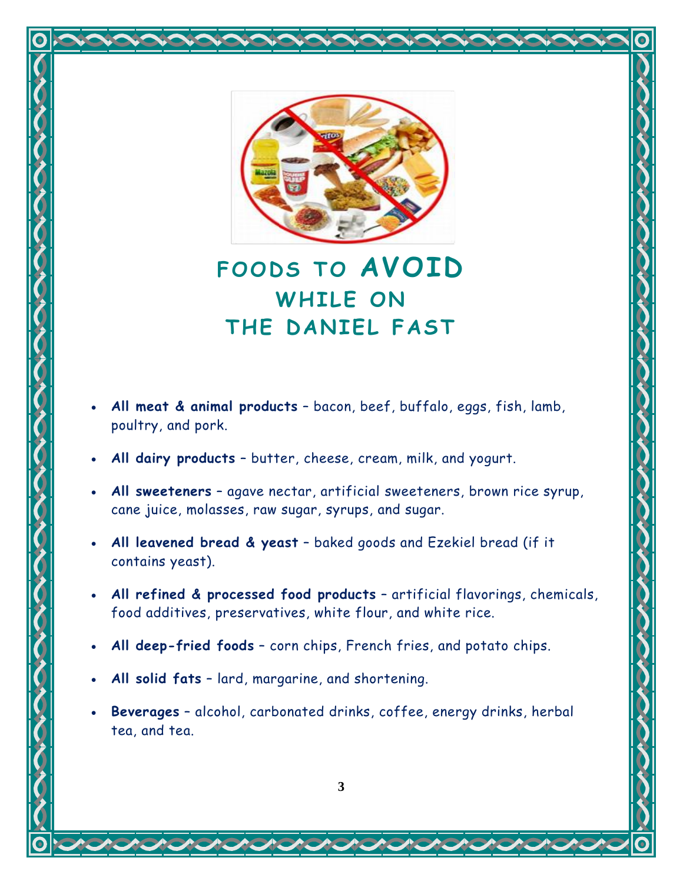# FOODS TO AVOID WHILE ON THE DANIEL FAST

- **All meat & animal products** – bacon, beef, buffalo, eggs, fish, lamb, poultry, and pork.
- **All dairy products** – butter, cheese, cream, milk, and yogurt.
- **All sweeteners** – agave nectar, artificial sweeteners, brown rice syrup, cane juice, molasses, raw sugar, syrups, and sugar.
- **All leavened bread & yeast** – baked goods and Ezekiel bread (if it contains yeast).
- **All refined & processed food products** – artificial flavorings, chemicals, food additives, preservatives, white flour, and white rice.
- **All deep-fried foods** – corn chips, French fries, and potato chips.
- **All solid fats** – lard, margarine, and shortening.
- **Beverages** – alcohol, carbonated drinks, coffee, energy drinks, herbal tea, and tea.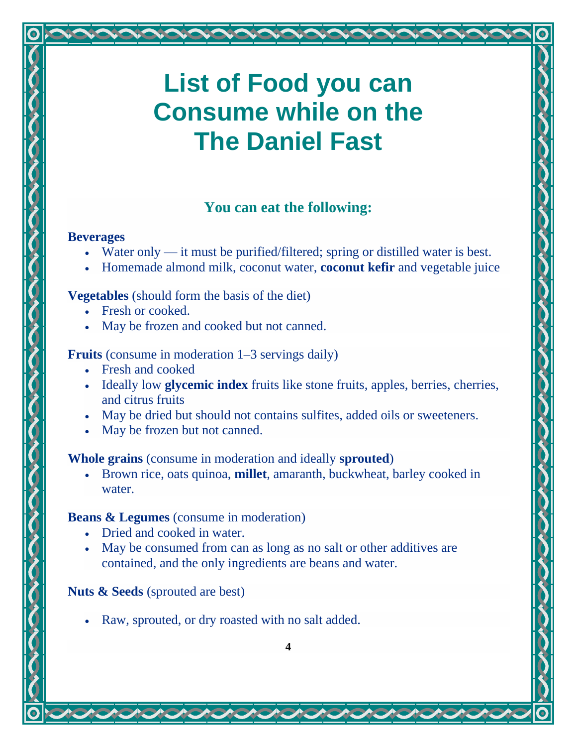# List of Food you can Consume while on the The Daniel Fast

## You can eat the following:

**Beverages**

- Water only — it must be purified/filtered; spring or distilled water is best.
- Homemade almond milk, coconut water, **coconut kefir** and vegetable juice

**Vegetables** (should form the basis of the diet)

- Fresh or cooked.
- May be frozen and cooked but not canned.

**Fruits** (consume in moderation 1–3 servings daily)

- Fresh and cooked
- Ideally low **glycemic index** fruits like stone fruits, apples, berries, cherries, and citrus fruits
- May be dried but should not contains sulfites, added oils or sweeteners.
- May be frozen but not canned.

**Whole grains** (consume in moderation and ideally **sprouted**)

- Brown rice, oats quinoa, **millet**, amaranth, buckwheat, barley cooked in water.

**Beans & Legumes** (consume in moderation)

- Dried and cooked in water.
- May be consumed from can as long as no salt or other additives are contained, and the only ingredients are beans and water.

**Nuts & Seeds** (sprouted are best)

- Raw, sprouted, or dry roasted with no salt added.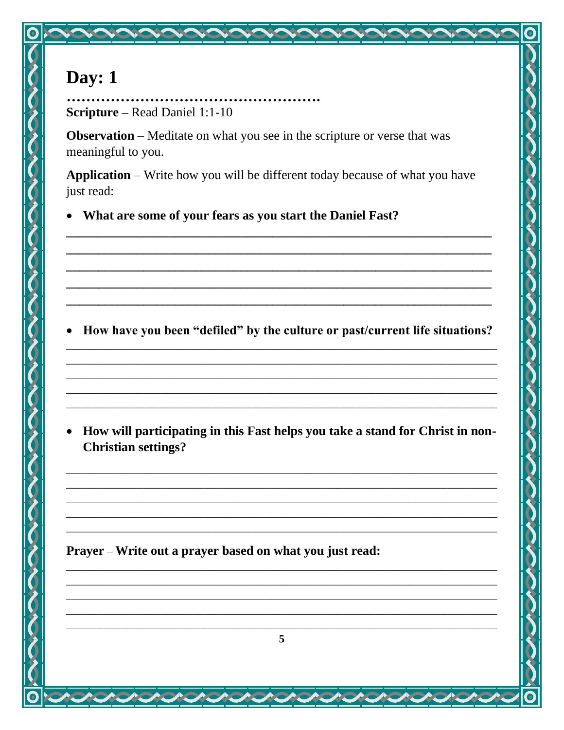# Day: 1

…………………………………………….

**Scripture –** Read Daniel 1:1-10

**Observation** – Meditate on what you see in the scripture or verse that was meaningful to you.

**Application** – Write how you will be different today because of what you have just read:

- **What are some of your fears as you start the Daniel Fast?**

\_\_\_\_\_\_\_\_\_\_\_\_\_\_\_\_\_\_\_\_\_\_\_\_\_\_\_\_\_\_\_\_\_\_\_\_\_\_\_\_\_\_\_\_\_\_\_\_\_\_\_\_\_\_\_\_\_\_\_\_\_\_\_\_\_\_\_\_
\_\_\_\_\_\_\_\_\_\_\_\_\_\_\_\_\_\_\_\_\_\_\_\_\_\_\_\_\_\_\_\_\_\_\_\_\_\_\_\_\_\_\_\_\_\_\_\_\_\_\_\_\_\_\_\_\_\_\_\_\_\_\_\_\_\_\_\_
\_\_\_\_\_\_\_\_\_\_\_\_\_\_\_\_\_\_\_\_\_\_\_\_\_\_\_\_\_\_\_\_\_\_\_\_\_\_\_\_\_\_\_\_\_\_\_\_\_\_\_\_\_\_\_\_\_\_\_\_\_\_\_\_\_\_\_\_
\_\_\_\_\_\_\_\_\_\_\_\_\_\_\_\_\_\_\_\_\_\_\_\_\_\_\_\_\_\_\_\_\_\_\_\_\_\_\_\_\_\_\_\_\_\_\_\_\_\_\_\_\_\_\_\_\_\_\_\_\_\_\_\_\_\_\_\_
\_\_\_\_\_\_\_\_\_\_\_\_\_\_\_\_\_\_\_\_\_\_\_\_\_\_\_\_\_\_\_\_\_\_\_\_\_\_\_\_\_\_\_\_\_\_\_\_\_\_\_\_\_\_\_\_\_\_\_\_\_\_\_\_\_\_\_\_

- **How have you been "defiled" by the culture or past/current life situations?**

\_\_\_\_\_\_\_\_\_\_\_\_\_\_\_\_\_\_\_\_\_\_\_\_\_\_\_\_\_\_\_\_\_\_\_\_\_\_\_\_\_\_\_\_\_\_\_\_\_\_\_\_\_\_\_\_\_\_\_\_\_\_\_\_\_\_\_\_
\_\_\_\_\_\_\_\_\_\_\_\_\_\_\_\_\_\_\_\_\_\_\_\_\_\_\_\_\_\_\_\_\_\_\_\_\_\_\_\_\_\_\_\_\_\_\_\_\_\_\_\_\_\_\_\_\_\_\_\_\_\_\_\_\_\_\_\_
\_\_\_\_\_\_\_\_\_\_\_\_\_\_\_\_\_\_\_\_\_\_\_\_\_\_\_\_\_\_\_\_\_\_\_\_\_\_\_\_\_\_\_\_\_\_\_\_\_\_\_\_\_\_\_\_\_\_\_\_\_\_\_\_\_\_\_\_
\_\_\_\_\_\_\_\_\_\_\_\_\_\_\_\_\_\_\_\_\_\_\_\_\_\_\_\_\_\_\_\_\_\_\_\_\_\_\_\_\_\_\_\_\_\_\_\_\_\_\_\_\_\_\_\_\_\_\_\_\_\_\_\_\_\_\_\_
\_\_\_\_\_\_\_\_\_\_\_\_\_\_\_\_\_\_\_\_\_\_\_\_\_\_\_\_\_\_\_\_\_\_\_\_\_\_\_\_\_\_\_\_\_\_\_\_\_\_\_\_\_\_\_\_\_\_\_\_\_\_\_\_\_\_\_\_

- **How will participating in this Fast helps you take a stand for Christ in non-Christian settings?**

\_\_\_\_\_\_\_\_\_\_\_\_\_\_\_\_\_\_\_\_\_\_\_\_\_\_\_\_\_\_\_\_\_\_\_\_\_\_\_\_\_\_\_\_\_\_\_\_\_\_\_\_\_\_\_\_\_\_\_\_\_\_\_\_\_\_\_\_
\_\_\_\_\_\_\_\_\_\_\_\_\_\_\_\_\_\_\_\_\_\_\_\_\_\_\_\_\_\_\_\_\_\_\_\_\_\_\_\_\_\_\_\_\_\_\_\_\_\_\_\_\_\_\_\_\_\_\_\_\_\_\_\_\_\_\_\_
\_\_\_\_\_\_\_\_\_\_\_\_\_\_\_\_\_\_\_\_\_\_\_\_\_\_\_\_\_\_\_\_\_\_\_\_\_\_\_\_\_\_\_\_\_\_\_\_\_\_\_\_\_\_\_\_\_\_\_\_\_\_\_\_\_\_\_\_
\_\_\_\_\_\_\_\_\_\_\_\_\_\_\_\_\_\_\_\_\_\_\_\_\_\_\_\_\_\_\_\_\_\_\_\_\_\_\_\_\_\_\_\_\_\_\_\_\_\_\_\_\_\_\_\_\_\_\_\_\_\_\_\_\_\_\_\_
\_\_\_\_\_\_\_\_\_\_\_\_\_\_\_\_\_\_\_\_\_\_\_\_\_\_\_\_\_\_\_\_\_\_\_\_\_\_\_\_\_\_\_\_\_\_\_\_\_\_\_\_\_\_\_\_\_\_\_\_\_\_\_\_\_\_\_\_

**Prayer** – **Write out a prayer based on what you just read:**

\_\_\_\_\_\_\_\_\_\_\_\_\_\_\_\_\_\_\_\_\_\_\_\_\_\_\_\_\_\_\_\_\_\_\_\_\_\_\_\_\_\_\_\_\_\_\_\_\_\_\_\_\_\_\_\_\_\_\_\_\_\_\_\_\_\_\_\_
\_\_\_\_\_\_\_\_\_\_\_\_\_\_\_\_\_\_\_\_\_\_\_\_\_\_\_\_\_\_\_\_\_\_\_\_\_\_\_\_\_\_\_\_\_\_\_\_\_\_\_\_\_\_\_\_\_\_\_\_\_\_\_\_\_\_\_\_
\_\_\_\_\_\_\_\_\_\_\_\_\_\_\_\_\_\_\_\_\_\_\_\_\_\_\_\_\_\_\_\_\_\_\_\_\_\_\_\_\_\_\_\_\_\_\_\_\_\_\_\_\_\_\_\_\_\_\_\_\_\_\_\_\_\_\_\_
\_\_\_\_\_\_\_\_\_\_\_\_\_\_\_\_\_\_\_\_\_\_\_\_\_\_\_\_\_\_\_\_\_\_\_\_\_\_\_\_\_\_\_\_\_\_\_\_\_\_\_\_\_\_\_\_\_\_\_\_\_\_\_\_\_\_\_\_
\_\_\_\_\_\_\_\_\_\_\_\_\_\_\_\_\_\_\_\_\_\_\_\_\_\_\_\_\_\_\_\_\_\_\_\_\_\_\_\_\_\_\_\_\_\_\_\_\_\_\_\_\_\_\_\_\_\_\_\_\_\_\_\_\_\_\_\_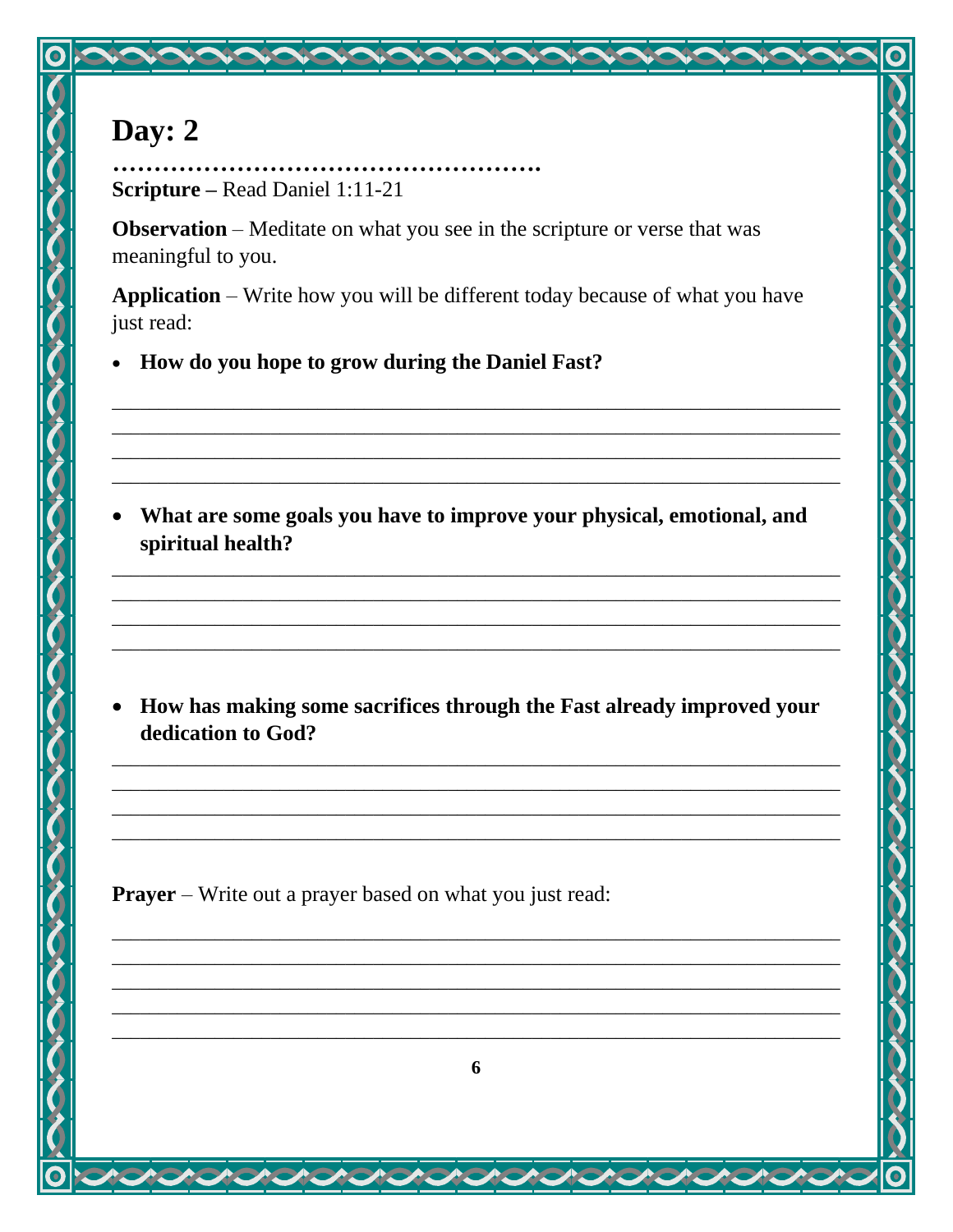# Day: 2

…………………………………………….

**Scripture –** Read Daniel 1:11-21

**Observation** – Meditate on what you see in the scripture or verse that was meaningful to you.

**Application** – Write how you will be different today because of what you have just read:

- **How do you hope to grow during the Daniel Fast?**

____________________________________________________________________
____________________________________________________________________
____________________________________________________________________
____________________________________________________________________

- **What are some goals you have to improve your physical, emotional, and spiritual health?**

____________________________________________________________________
____________________________________________________________________
____________________________________________________________________
____________________________________________________________________

- **How has making some sacrifices through the Fast already improved your dedication to God?**

____________________________________________________________________
____________________________________________________________________
____________________________________________________________________
____________________________________________________________________

**Prayer** – Write out a prayer based on what you just read:

____________________________________________________________________
____________________________________________________________________
____________________________________________________________________
____________________________________________________________________
____________________________________________________________________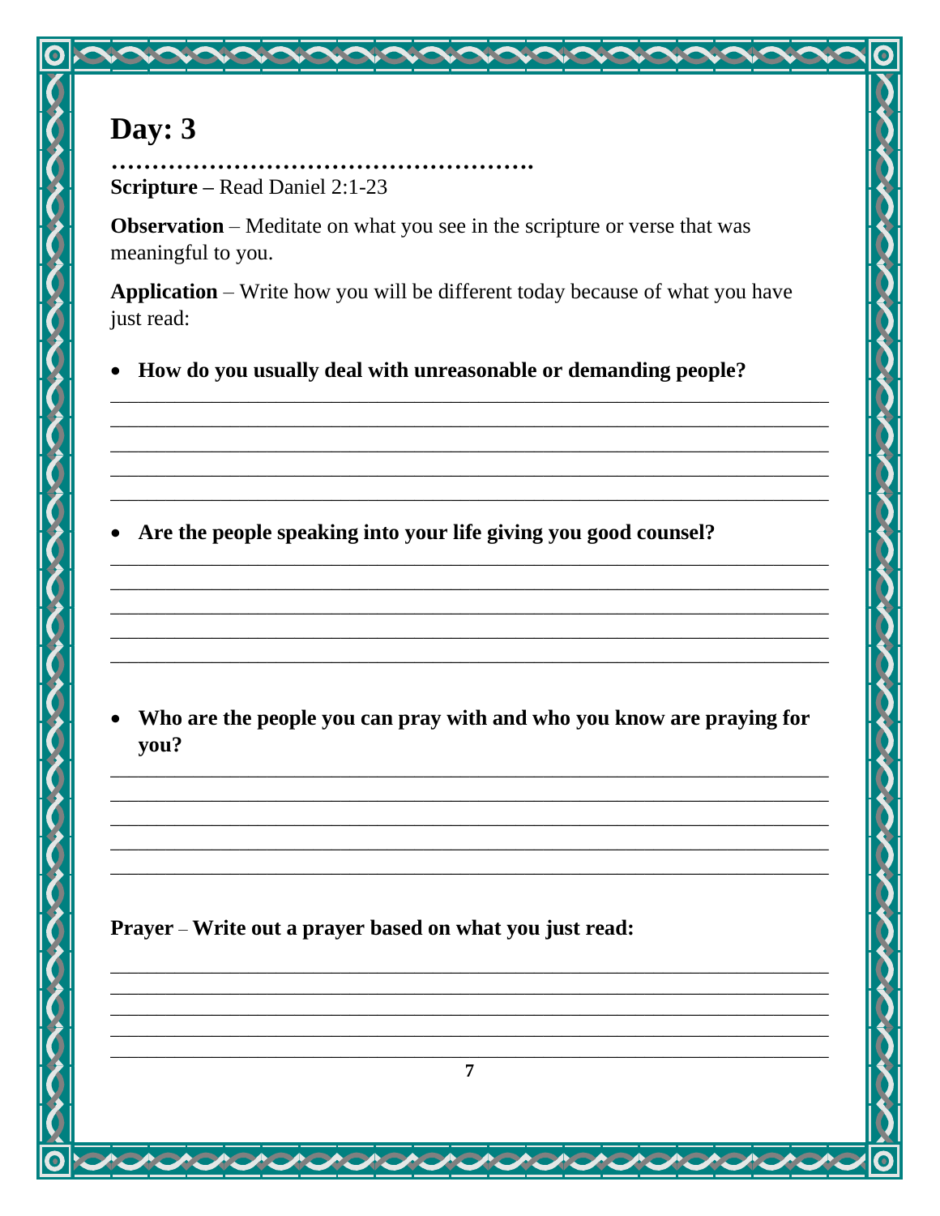# Day: 3

…………………………………………….

**Scripture –** Read Daniel 2:1-23

**Observation** – Meditate on what you see in the scripture or verse that was meaningful to you.

**Application** – Write how you will be different today because of what you have just read:

- **How do you usually deal with unreasonable or demanding people?**

___________________________________________________________________________
___________________________________________________________________________
___________________________________________________________________________
___________________________________________________________________________
___________________________________________________________________________

- **Are the people speaking into your life giving you good counsel?**

___________________________________________________________________________
___________________________________________________________________________
___________________________________________________________________________
___________________________________________________________________________
___________________________________________________________________________

- **Who are the people you can pray with and who you know are praying for you?**

___________________________________________________________________________
___________________________________________________________________________
___________________________________________________________________________
___________________________________________________________________________
___________________________________________________________________________

**Prayer** – **Write out a prayer based on what you just read:**

___________________________________________________________________________
___________________________________________________________________________
___________________________________________________________________________
___________________________________________________________________________
___________________________________________________________________________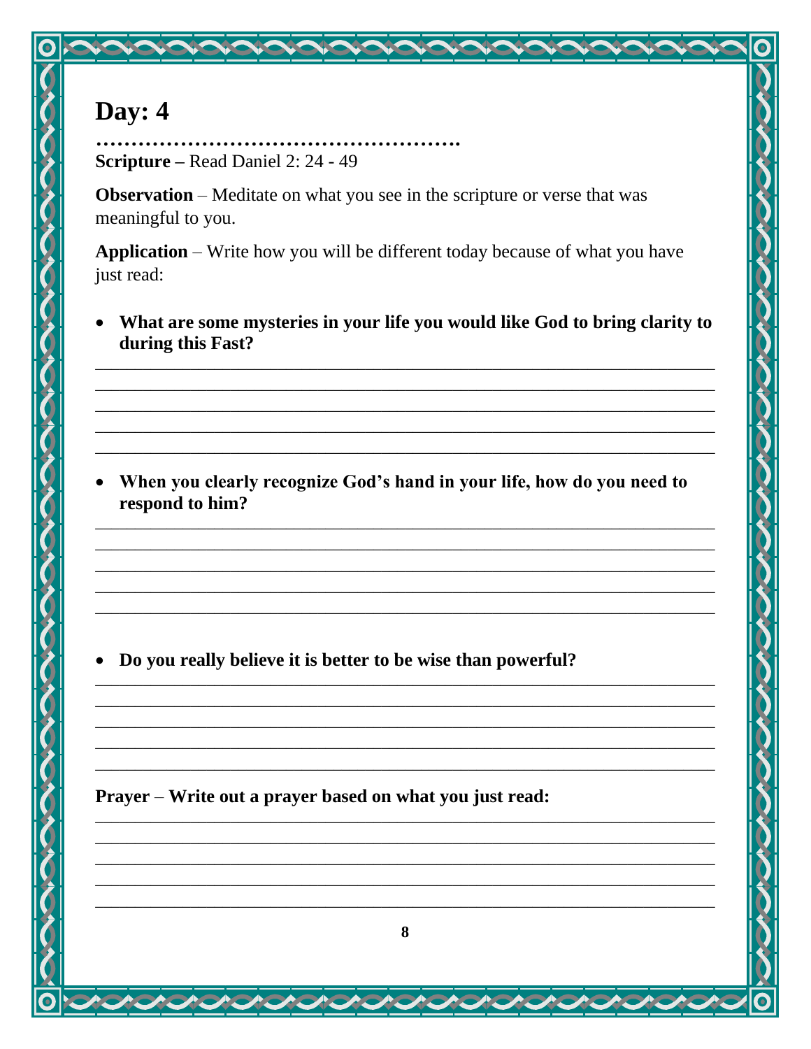# Day: 4

…………………………………………….

**Scripture –** Read Daniel 2: 24 - 49

**Observation** – Meditate on what you see in the scripture or verse that was meaningful to you.

**Application** – Write how you will be different today because of what you have just read:

- **What are some mysteries in your life you would like God to bring clarity to during this Fast?**

_____________________________________________________________________
_____________________________________________________________________
_____________________________________________________________________
_____________________________________________________________________
_____________________________________________________________________

- **When you clearly recognize God's hand in your life, how do you need to respond to him?**

_____________________________________________________________________
_____________________________________________________________________
_____________________________________________________________________
_____________________________________________________________________
_____________________________________________________________________

- **Do you really believe it is better to be wise than powerful?**

_____________________________________________________________________
_____________________________________________________________________
_____________________________________________________________________
_____________________________________________________________________
_____________________________________________________________________

**Prayer** – **Write out a prayer based on what you just read:**

_____________________________________________________________________
_____________________________________________________________________
_____________________________________________________________________
_____________________________________________________________________
_____________________________________________________________________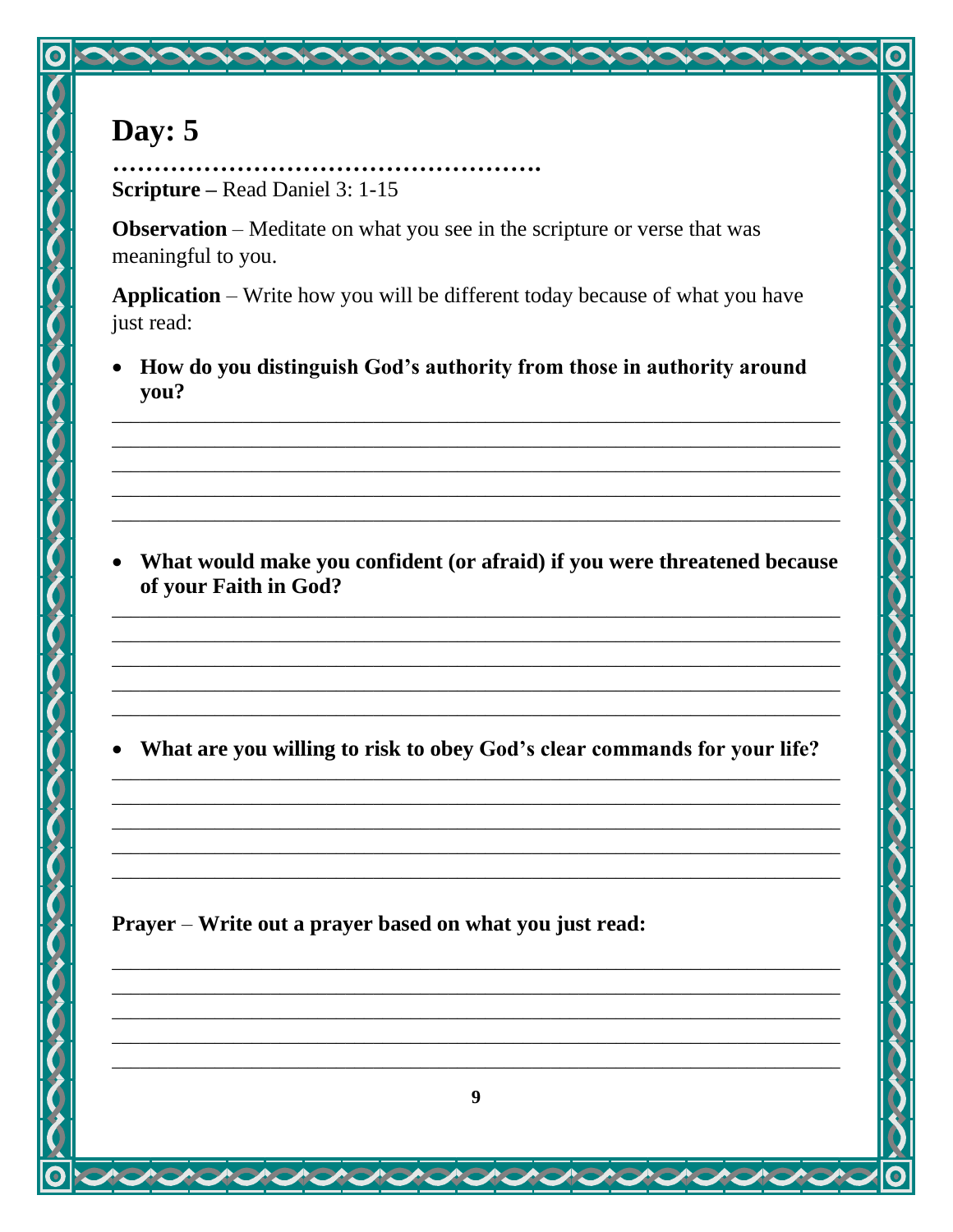# Day: 5

…………………………………………….

**Scripture –** Read Daniel 3: 1-15

**Observation** – Meditate on what you see in the scripture or verse that was meaningful to you.

**Application** – Write how you will be different today because of what you have just read:

- **How do you distinguish God's authority from those in authority around you?**

\_\_\_\_\_\_\_\_\_\_\_\_\_\_\_\_\_\_\_\_\_\_\_\_\_\_\_\_\_\_\_\_\_\_\_\_\_\_\_\_\_\_\_\_\_\_\_\_\_\_\_\_\_\_\_\_\_\_\_\_\_\_\_\_\_\_
\_\_\_\_\_\_\_\_\_\_\_\_\_\_\_\_\_\_\_\_\_\_\_\_\_\_\_\_\_\_\_\_\_\_\_\_\_\_\_\_\_\_\_\_\_\_\_\_\_\_\_\_\_\_\_\_\_\_\_\_\_\_\_\_\_\_
\_\_\_\_\_\_\_\_\_\_\_\_\_\_\_\_\_\_\_\_\_\_\_\_\_\_\_\_\_\_\_\_\_\_\_\_\_\_\_\_\_\_\_\_\_\_\_\_\_\_\_\_\_\_\_\_\_\_\_\_\_\_\_\_\_\_
\_\_\_\_\_\_\_\_\_\_\_\_\_\_\_\_\_\_\_\_\_\_\_\_\_\_\_\_\_\_\_\_\_\_\_\_\_\_\_\_\_\_\_\_\_\_\_\_\_\_\_\_\_\_\_\_\_\_\_\_\_\_\_\_\_\_
\_\_\_\_\_\_\_\_\_\_\_\_\_\_\_\_\_\_\_\_\_\_\_\_\_\_\_\_\_\_\_\_\_\_\_\_\_\_\_\_\_\_\_\_\_\_\_\_\_\_\_\_\_\_\_\_\_\_\_\_\_\_\_\_\_\_

- **What would make you confident (or afraid) if you were threatened because of your Faith in God?**

\_\_\_\_\_\_\_\_\_\_\_\_\_\_\_\_\_\_\_\_\_\_\_\_\_\_\_\_\_\_\_\_\_\_\_\_\_\_\_\_\_\_\_\_\_\_\_\_\_\_\_\_\_\_\_\_\_\_\_\_\_\_\_\_\_\_
\_\_\_\_\_\_\_\_\_\_\_\_\_\_\_\_\_\_\_\_\_\_\_\_\_\_\_\_\_\_\_\_\_\_\_\_\_\_\_\_\_\_\_\_\_\_\_\_\_\_\_\_\_\_\_\_\_\_\_\_\_\_\_\_\_\_
\_\_\_\_\_\_\_\_\_\_\_\_\_\_\_\_\_\_\_\_\_\_\_\_\_\_\_\_\_\_\_\_\_\_\_\_\_\_\_\_\_\_\_\_\_\_\_\_\_\_\_\_\_\_\_\_\_\_\_\_\_\_\_\_\_\_
\_\_\_\_\_\_\_\_\_\_\_\_\_\_\_\_\_\_\_\_\_\_\_\_\_\_\_\_\_\_\_\_\_\_\_\_\_\_\_\_\_\_\_\_\_\_\_\_\_\_\_\_\_\_\_\_\_\_\_\_\_\_\_\_\_\_
\_\_\_\_\_\_\_\_\_\_\_\_\_\_\_\_\_\_\_\_\_\_\_\_\_\_\_\_\_\_\_\_\_\_\_\_\_\_\_\_\_\_\_\_\_\_\_\_\_\_\_\_\_\_\_\_\_\_\_\_\_\_\_\_\_\_

- **What are you willing to risk to obey God's clear commands for your life?**

\_\_\_\_\_\_\_\_\_\_\_\_\_\_\_\_\_\_\_\_\_\_\_\_\_\_\_\_\_\_\_\_\_\_\_\_\_\_\_\_\_\_\_\_\_\_\_\_\_\_\_\_\_\_\_\_\_\_\_\_\_\_\_\_\_\_
\_\_\_\_\_\_\_\_\_\_\_\_\_\_\_\_\_\_\_\_\_\_\_\_\_\_\_\_\_\_\_\_\_\_\_\_\_\_\_\_\_\_\_\_\_\_\_\_\_\_\_\_\_\_\_\_\_\_\_\_\_\_\_\_\_\_
\_\_\_\_\_\_\_\_\_\_\_\_\_\_\_\_\_\_\_\_\_\_\_\_\_\_\_\_\_\_\_\_\_\_\_\_\_\_\_\_\_\_\_\_\_\_\_\_\_\_\_\_\_\_\_\_\_\_\_\_\_\_\_\_\_\_
\_\_\_\_\_\_\_\_\_\_\_\_\_\_\_\_\_\_\_\_\_\_\_\_\_\_\_\_\_\_\_\_\_\_\_\_\_\_\_\_\_\_\_\_\_\_\_\_\_\_\_\_\_\_\_\_\_\_\_\_\_\_\_\_\_\_
\_\_\_\_\_\_\_\_\_\_\_\_\_\_\_\_\_\_\_\_\_\_\_\_\_\_\_\_\_\_\_\_\_\_\_\_\_\_\_\_\_\_\_\_\_\_\_\_\_\_\_\_\_\_\_\_\_\_\_\_\_\_\_\_\_\_

**Prayer** – **Write out a prayer based on what you just read:**

\_\_\_\_\_\_\_\_\_\_\_\_\_\_\_\_\_\_\_\_\_\_\_\_\_\_\_\_\_\_\_\_\_\_\_\_\_\_\_\_\_\_\_\_\_\_\_\_\_\_\_\_\_\_\_\_\_\_\_\_\_\_\_\_\_\_
\_\_\_\_\_\_\_\_\_\_\_\_\_\_\_\_\_\_\_\_\_\_\_\_\_\_\_\_\_\_\_\_\_\_\_\_\_\_\_\_\_\_\_\_\_\_\_\_\_\_\_\_\_\_\_\_\_\_\_\_\_\_\_\_\_\_
\_\_\_\_\_\_\_\_\_\_\_\_\_\_\_\_\_\_\_\_\_\_\_\_\_\_\_\_\_\_\_\_\_\_\_\_\_\_\_\_\_\_\_\_\_\_\_\_\_\_\_\_\_\_\_\_\_\_\_\_\_\_\_\_\_\_
\_\_\_\_\_\_\_\_\_\_\_\_\_\_\_\_\_\_\_\_\_\_\_\_\_\_\_\_\_\_\_\_\_\_\_\_\_\_\_\_\_\_\_\_\_\_\_\_\_\_\_\_\_\_\_\_\_\_\_\_\_\_\_\_\_\_
\_\_\_\_\_\_\_\_\_\_\_\_\_\_\_\_\_\_\_\_\_\_\_\_\_\_\_\_\_\_\_\_\_\_\_\_\_\_\_\_\_\_\_\_\_\_\_\_\_\_\_\_\_\_\_\_\_\_\_\_\_\_\_\_\_\_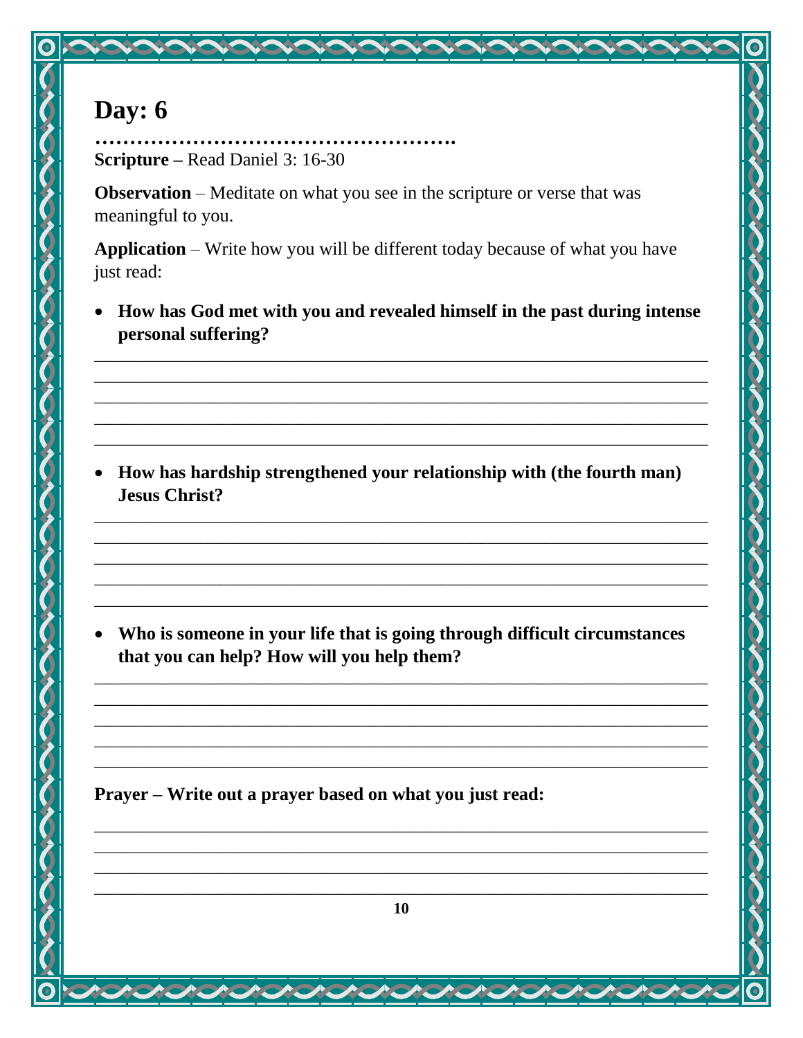# Day: 6

…………………………………………….

**Scripture –** Read Daniel 3: 16-30

**Observation** – Meditate on what you see in the scripture or verse that was meaningful to you.

**Application** – Write how you will be different today because of what you have just read:

- **How has God met with you and revealed himself in the past during intense personal suffering?**

___________________________________________________________________________
___________________________________________________________________________
___________________________________________________________________________
___________________________________________________________________________
___________________________________________________________________________

- **How has hardship strengthened your relationship with (the fourth man) Jesus Christ?**

___________________________________________________________________________
___________________________________________________________________________
___________________________________________________________________________
___________________________________________________________________________
___________________________________________________________________________

- **Who is someone in your life that is going through difficult circumstances that you can help? How will you help them?**

___________________________________________________________________________
___________________________________________________________________________
___________________________________________________________________________
___________________________________________________________________________
___________________________________________________________________________

**Prayer – Write out a prayer based on what you just read:**

___________________________________________________________________________
___________________________________________________________________________
___________________________________________________________________________
___________________________________________________________________________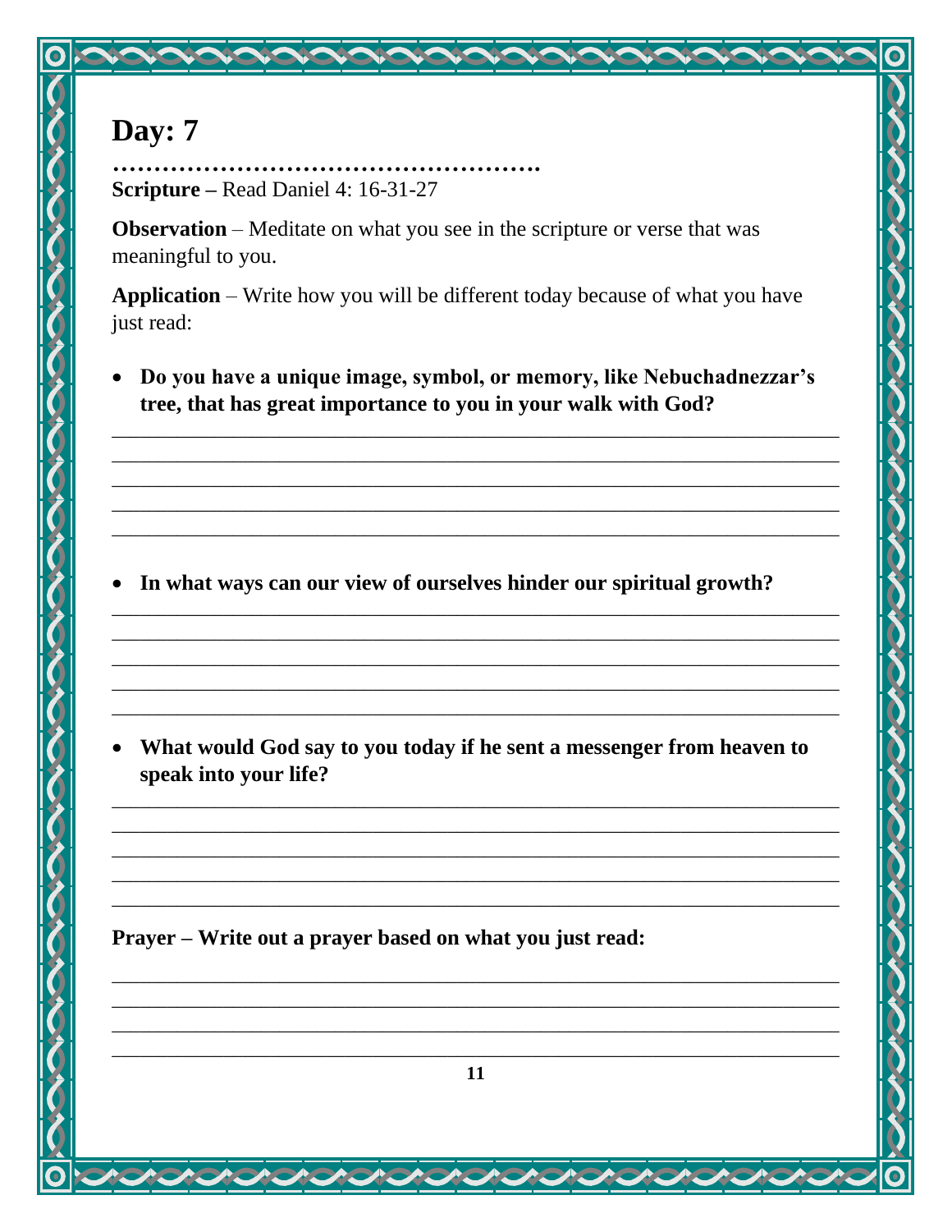# Day: 7

…………………………………………….

**Scripture** – Read Daniel 4: 16-31-27

**Observation** – Meditate on what you see in the scripture or verse that was meaningful to you.

**Application** – Write how you will be different today because of what you have just read:

- **Do you have a unique image, symbol, or memory, like Nebuchadnezzar's tree, that has great importance to you in your walk with God?**

______________________________________________________________________________
______________________________________________________________________________
______________________________________________________________________________
______________________________________________________________________________
______________________________________________________________________________

- **In what ways can our view of ourselves hinder our spiritual growth?**

______________________________________________________________________________
______________________________________________________________________________
______________________________________________________________________________
______________________________________________________________________________
______________________________________________________________________________

- **What would God say to you today if he sent a messenger from heaven to speak into your life?**

______________________________________________________________________________
______________________________________________________________________________
______________________________________________________________________________
______________________________________________________________________________
______________________________________________________________________________

**Prayer – Write out a prayer based on what you just read:**

______________________________________________________________________________
______________________________________________________________________________
______________________________________________________________________________
______________________________________________________________________________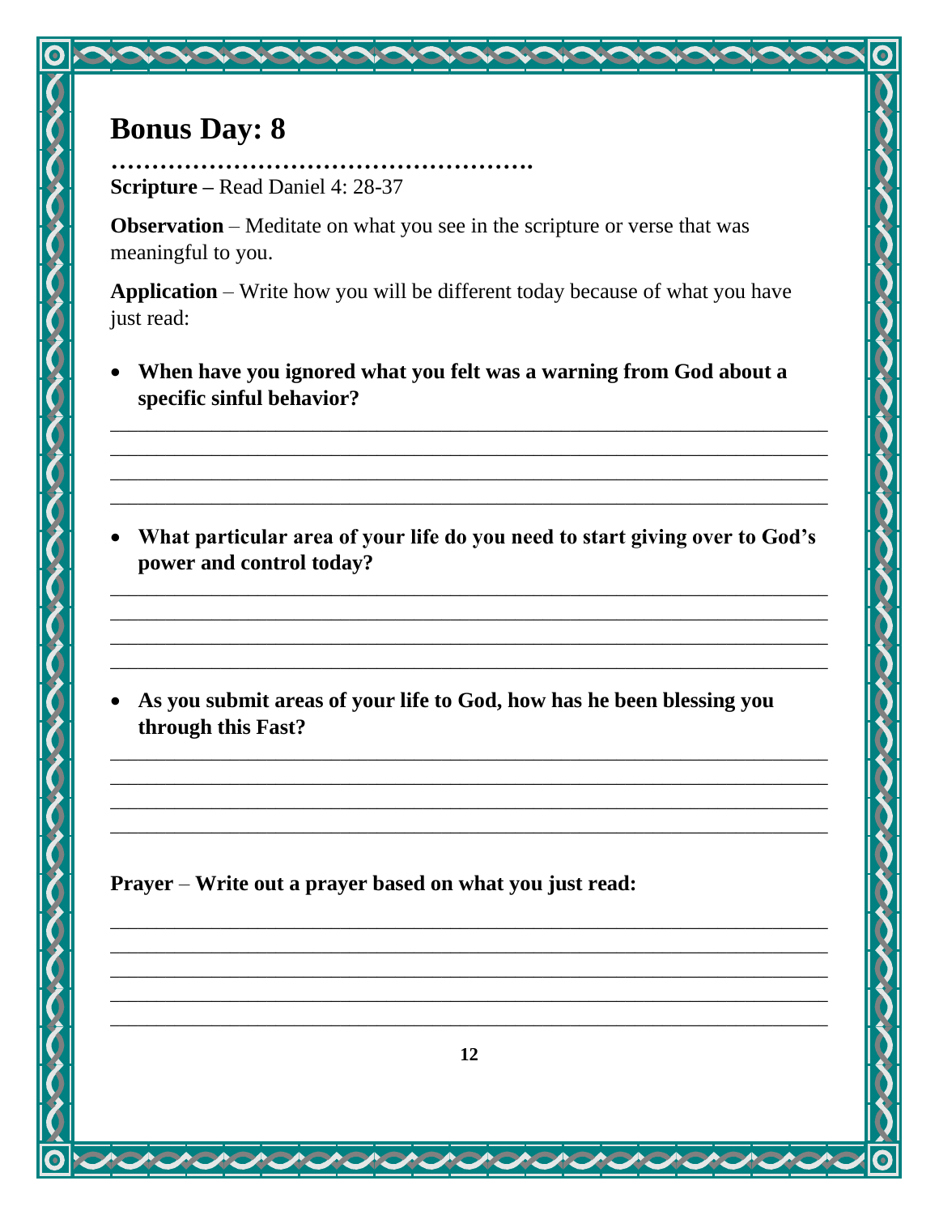# Bonus Day: 8

…………………………………………….

**Scripture –** Read Daniel 4: 28-37

**Observation** – Meditate on what you see in the scripture or verse that was meaningful to you.

**Application** – Write how you will be different today because of what you have just read:

- **When have you ignored what you felt was a warning from God about a specific sinful behavior?**

___________________________________________________________________
___________________________________________________________________
___________________________________________________________________
___________________________________________________________________

- **What particular area of your life do you need to start giving over to God's power and control today?**

___________________________________________________________________
___________________________________________________________________
___________________________________________________________________
___________________________________________________________________

- **As you submit areas of your life to God, how has he been blessing you through this Fast?**

___________________________________________________________________
___________________________________________________________________
___________________________________________________________________
___________________________________________________________________

**Prayer** – **Write out a prayer based on what you just read:**

___________________________________________________________________
___________________________________________________________________
___________________________________________________________________
___________________________________________________________________
___________________________________________________________________